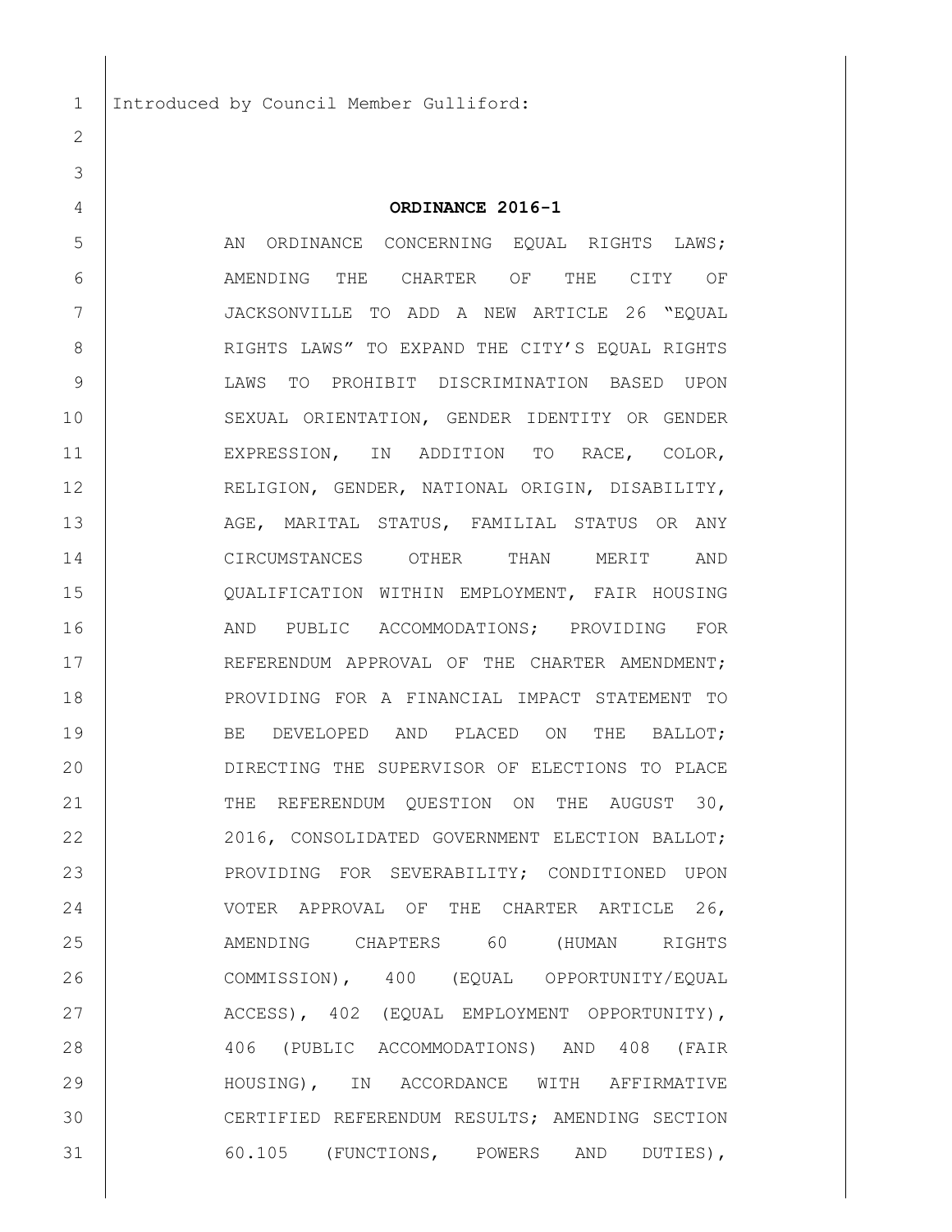Introduced by Council Member Gulliford:

**ORDINANCE 2016-1**

AN ORDINANCE CONCERNING EQUAL RIGHTS LAWS; AMENDING THE CHARTER OF THE CITY OF JACKSONVILLE TO ADD A NEW ARTICLE 26 "EQUAL RIGHTS LAWS" TO EXPAND THE CITY'S EQUAL RIGHTS LAWS TO PROHIBIT DISCRIMINATION BASED UPON SEXUAL ORIENTATION, GENDER IDENTITY OR GENDER EXPRESSION, IN ADDITION TO RACE, COLOR, RELIGION, GENDER, NATIONAL ORIGIN, DISABILITY, AGE, MARITAL STATUS, FAMILIAL STATUS OR ANY CIRCUMSTANCES OTHER THAN MERIT AND QUALIFICATION WITHIN EMPLOYMENT, FAIR HOUSING AND PUBLIC ACCOMMODATIONS; PROVIDING FOR REFERENDUM APPROVAL OF THE CHARTER AMENDMENT; PROVIDING FOR A FINANCIAL IMPACT STATEMENT TO BE DEVELOPED AND PLACED ON THE BALLOT; DIRECTING THE SUPERVISOR OF ELECTIONS TO PLACE THE REFERENDUM QUESTION ON THE AUGUST 30, 2016, CONSOLIDATED GOVERNMENT ELECTION BALLOT; PROVIDING FOR SEVERABILITY; CONDITIONED UPON VOTER APPROVAL OF THE CHARTER ARTICLE 26, AMENDING CHAPTERS 60 (HUMAN RIGHTS COMMISSION), 400 (EQUAL OPPORTUNITY/EQUAL ACCESS), 402 (EQUAL EMPLOYMENT OPPORTUNITY), 406 (PUBLIC ACCOMMODATIONS) AND 408 (FAIR HOUSING), IN ACCORDANCE WITH AFFIRMATIVE CERTIFIED REFERENDUM RESULTS; AMENDING SECTION 60.105 (FUNCTIONS, POWERS AND DUTIES),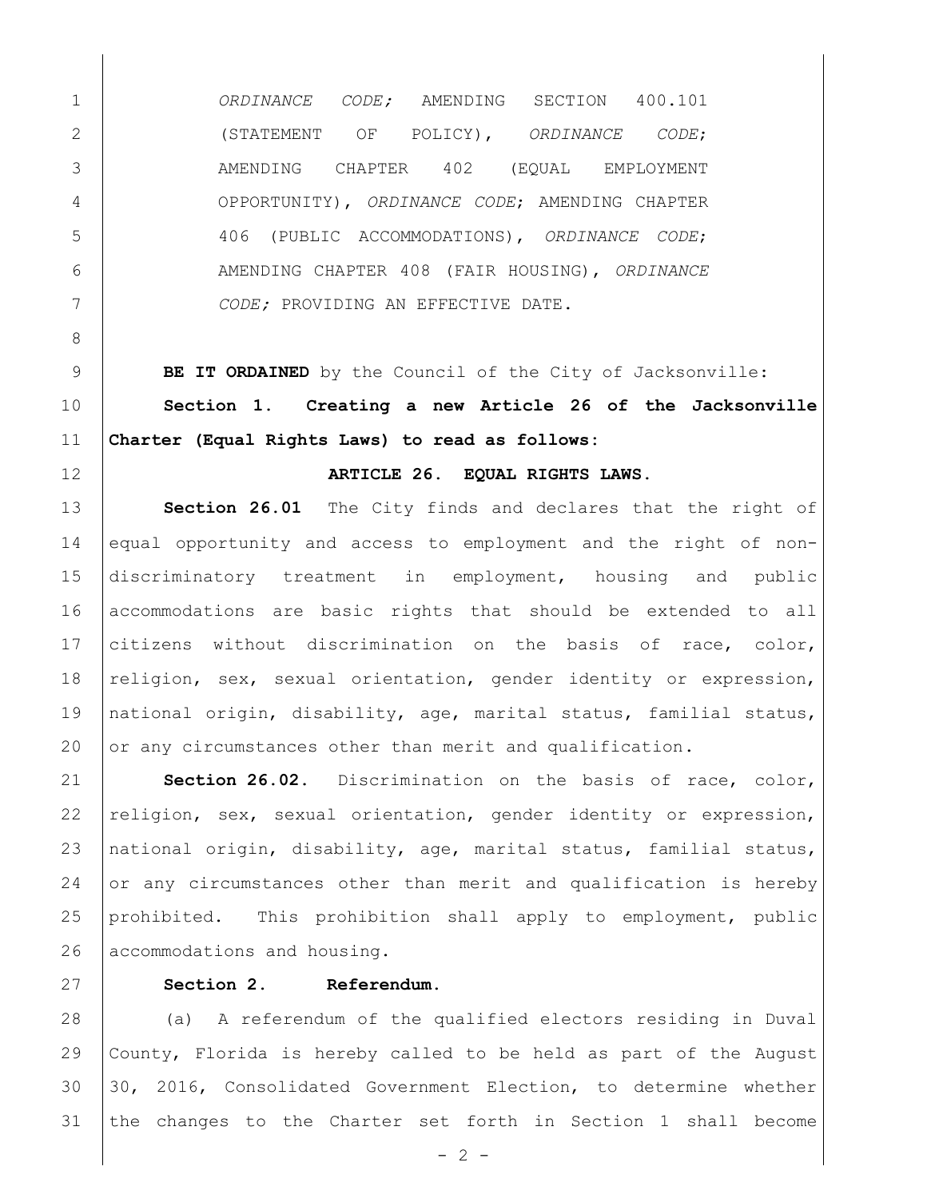*ORDINANCE CODE;* AMENDING SECTION 400.101 (STATEMENT OF POLICY), *ORDINANCE CODE*; AMENDING CHAPTER 402 (EQUAL EMPLOYMENT OPPORTUNITY), *ORDINANCE CODE*; AMENDING CHAPTER 406 (PUBLIC ACCOMMODATIONS), *ORDINANCE CODE*; AMENDING CHAPTER 408 (FAIR HOUSING), *ORDINANCE CODE;* PROVIDING AN EFFECTIVE DATE.

**BE IT ORDAINED** by the Council of the City of Jacksonville:

**Section 1. Creating a new Article 26 of the Jacksonville Charter (Equal Rights Laws) to read as follows:**

**ARTICLE 26. EQUAL RIGHTS LAWS.**

**Section 26.01** The City finds and declares that the right of equal opportunity and access to employment and the right of non-discriminatory treatment in employment, housing and public accommodations are basic rights that should be extended to all citizens without discrimination on the basis of race, color, religion, sex, sexual orientation, gender identity or expression, national origin, disability, age, marital status, familial status, or any circumstances other than merit and qualification.

**Section 26.02.** Discrimination on the basis of race, color, religion, sex, sexual orientation, gender identity or expression, national origin, disability, age, marital status, familial status, or any circumstances other than merit and qualification is hereby prohibited. This prohibition shall apply to employment, public accommodations and housing.

**Section 2. Referendum.**

(a) A referendum of the qualified electors residing in Duval County, Florida is hereby called to be held as part of the August 30, 2016, Consolidated Government Election, to determine whether the changes to the Charter set forth in Section 1 shall become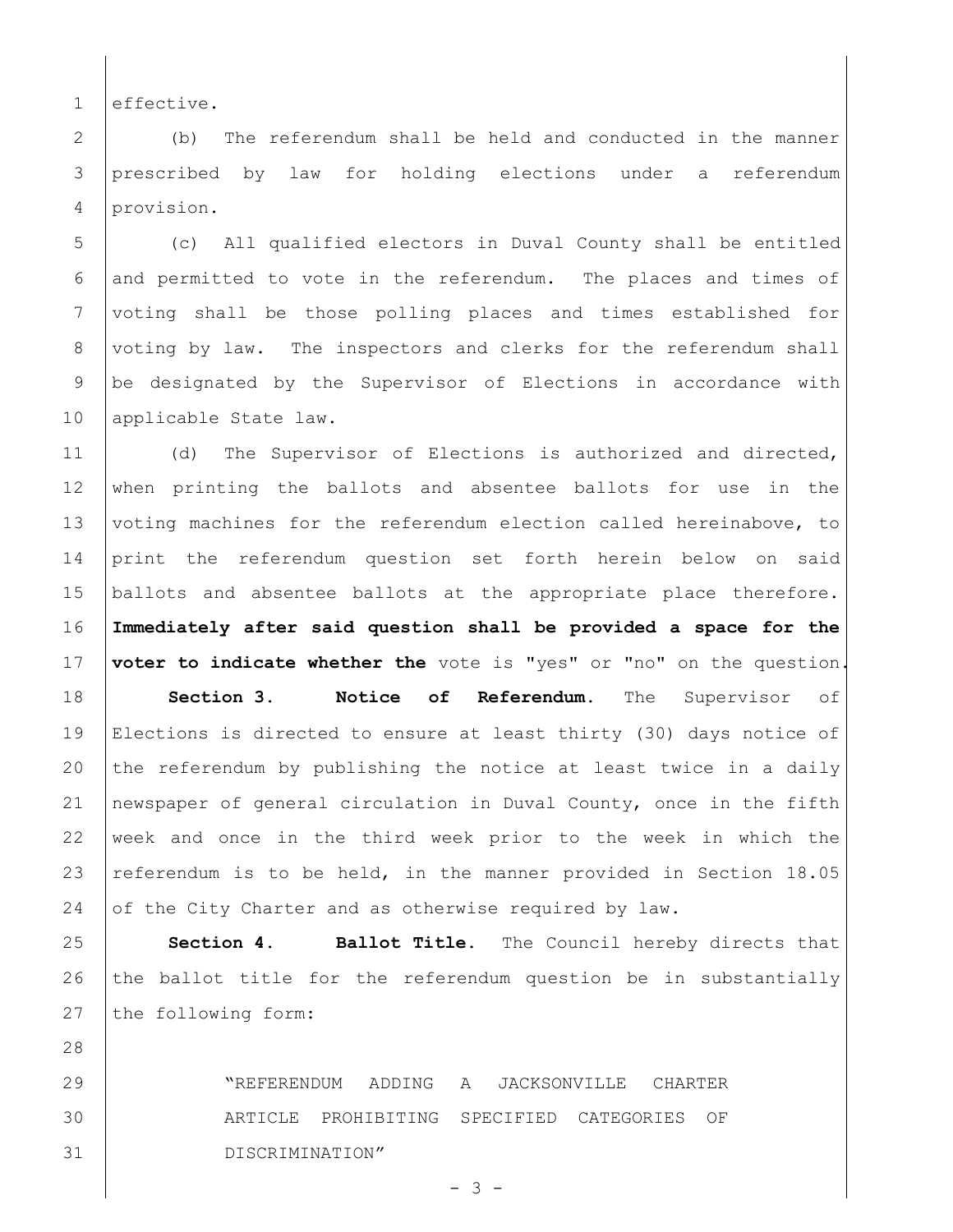effective.

(b) The referendum shall be held and conducted in the manner prescribed by law for holding elections under a referendum provision.

(c) All qualified electors in Duval County shall be entitled and permitted to vote in the referendum. The places and times of voting shall be those polling places and times established for voting by law. The inspectors and clerks for the referendum shall be designated by the Supervisor of Elections in accordance with applicable State law.

(d) The Supervisor of Elections is authorized and directed, when printing the ballots and absentee ballots for use in the voting machines for the referendum election called hereinabove, to print the referendum question set forth herein below on said ballots and absentee ballots at the appropriate place therefore. **Immediately after said question shall be provided a space for the voter to indicate whether the** vote is "yes" or "no" on the question.

**Section 3. Notice of Referendum.** The Supervisor of Elections is directed to ensure at least thirty (30) days notice of the referendum by publishing the notice at least twice in a daily newspaper of general circulation in Duval County, once in the fifth week and once in the third week prior to the week in which the referendum is to be held, in the manner provided in Section 18.05 of the City Charter and as otherwise required by law.

**Section 4. Ballot Title.** The Council hereby directs that the ballot title for the referendum question be in substantially the following form:

> "REFERENDUM ADDING A JACKSONVILLE CHARTER ARTICLE PROHIBITING SPECIFIED CATEGORIES OF DISCRIMINATION"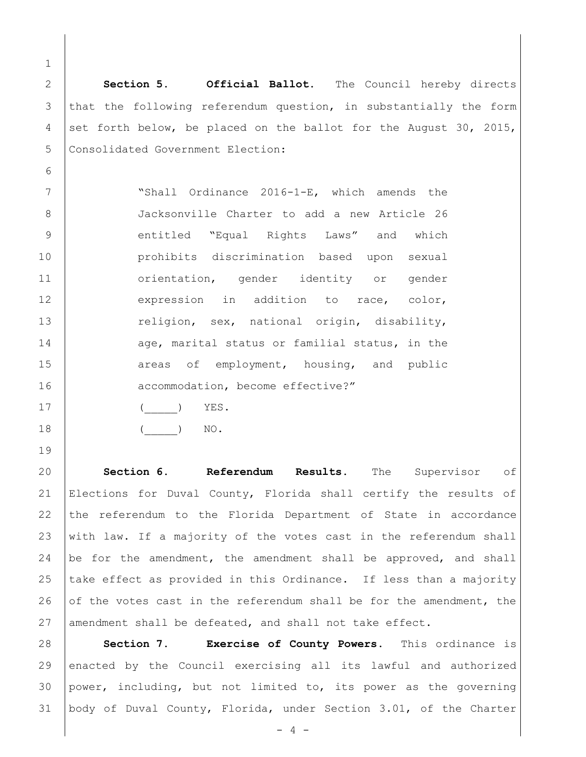**Section 5. Official Ballot.** The Council hereby directs that the following referendum question, in substantially the form set forth below, be placed on the ballot for the August 30, 2015, Consolidated Government Election:

> "Shall Ordinance 2016-1-E, which amends the Jacksonville Charter to add a new Article 26 entitled "Equal Rights Laws" and which prohibits discrimination based upon sexual orientation, gender identity or gender expression in addition to race, color, religion, sex, national origin, disability, age, marital status or familial status, in the areas of employment, housing, and public accommodation, become effective?"
>
> (\_\_\_\_\_) YES.
>
> (\_\_\_\_\_) NO.

**Section 6. Referendum Results.** The Supervisor of Elections for Duval County, Florida shall certify the results of the referendum to the Florida Department of State in accordance with law. If a majority of the votes cast in the referendum shall be for the amendment, the amendment shall be approved, and shall take effect as provided in this Ordinance. If less than a majority of the votes cast in the referendum shall be for the amendment, the amendment shall be defeated, and shall not take effect.

**Section 7. Exercise of County Powers.** This ordinance is enacted by the Council exercising all its lawful and authorized power, including, but not limited to, its power as the governing body of Duval County, Florida, under Section 3.01, of the Charter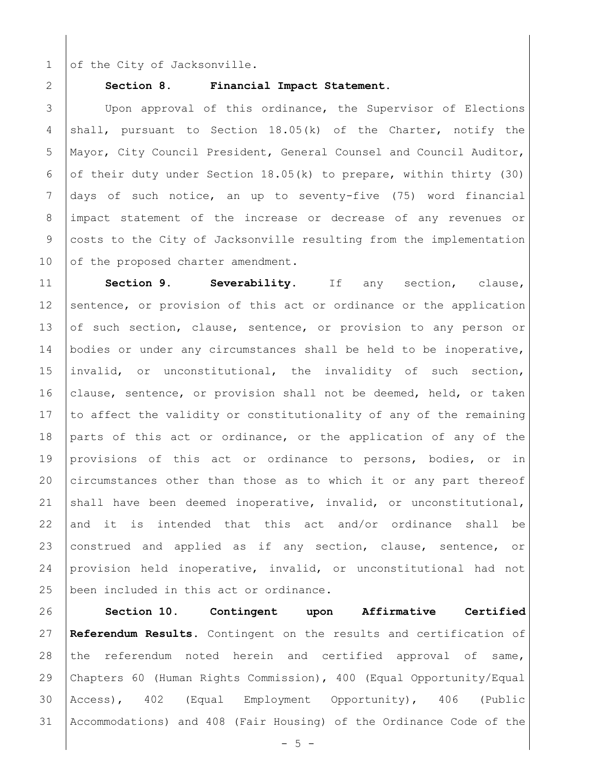of the City of Jacksonville.

**Section 8. Financial Impact Statement.**

Upon approval of this ordinance, the Supervisor of Elections shall, pursuant to Section 18.05(k) of the Charter, notify the Mayor, City Council President, General Counsel and Council Auditor, of their duty under Section 18.05(k) to prepare, within thirty (30) days of such notice, an up to seventy-five (75) word financial impact statement of the increase or decrease of any revenues or costs to the City of Jacksonville resulting from the implementation of the proposed charter amendment.

**Section 9. Severability.** If any section, clause, sentence, or provision of this act or ordinance or the application of such section, clause, sentence, or provision to any person or bodies or under any circumstances shall be held to be inoperative, invalid, or unconstitutional, the invalidity of such section, clause, sentence, or provision shall not be deemed, held, or taken to affect the validity or constitutionality of any of the remaining parts of this act or ordinance, or the application of any of the provisions of this act or ordinance to persons, bodies, or in circumstances other than those as to which it or any part thereof shall have been deemed inoperative, invalid, or unconstitutional, and it is intended that this act and/or ordinance shall be construed and applied as if any section, clause, sentence, or provision held inoperative, invalid, or unconstitutional had not been included in this act or ordinance.

**Section 10. Contingent upon Affirmative Certified Referendum Results.** Contingent on the results and certification of the referendum noted herein and certified approval of same, Chapters 60 (Human Rights Commission), 400 (Equal Opportunity/Equal Access), 402 (Equal Employment Opportunity), 406 (Public Accommodations) and 408 (Fair Housing) of the Ordinance Code of the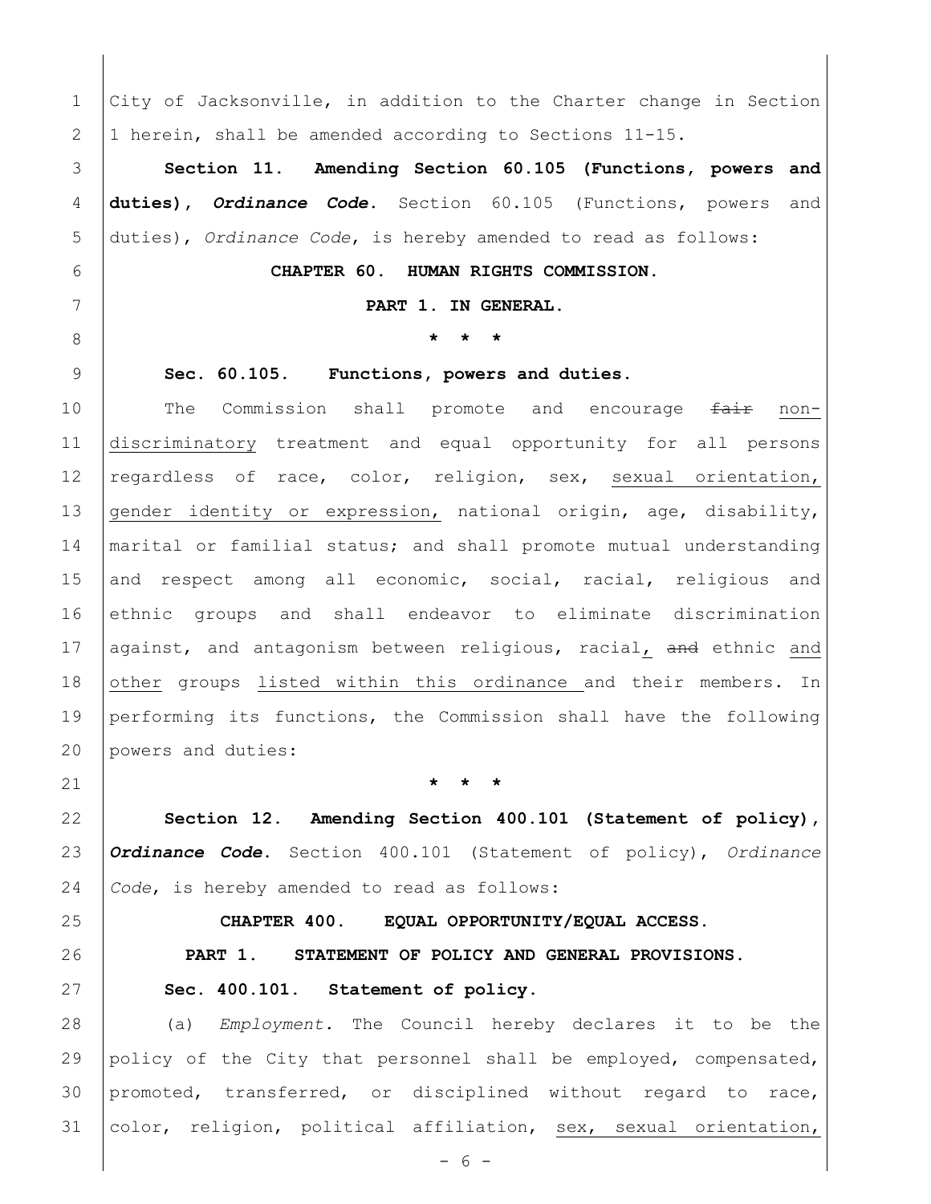City of Jacksonville, in addition to the Charter change in Section 1 herein, shall be amended according to Sections 11-15.

**Section 11. Amending Section 60.105 (Functions, powers and duties), *Ordinance Code*.** Section 60.105 (Functions, powers and duties), *Ordinance Code*, is hereby amended to read as follows:

**CHAPTER 60. HUMAN RIGHTS COMMISSION.**

**PART 1. IN GENERAL.**

**\* \* \***

**Sec. 60.105. Functions, powers and duties.**

The Commission shall promote and encourage ~~fair~~ <u>non-discriminatory</u> treatment and equal opportunity for all persons regardless of race, color, religion, sex, <u>sexual orientation, gender identity or expression,</u> national origin, age, disability, marital or familial status; and shall promote mutual understanding and respect among all economic, social, racial, religious and ethnic groups and shall endeavor to eliminate discrimination against, and antagonism between religious, racial<u>,</u> ~~and~~ ethnic <u>and other</u> groups <u>listed within this ordinance</u> and their members. In performing its functions, the Commission shall have the following powers and duties:

**\* \* \***

**Section 12. Amending Section 400.101 (Statement of policy), *Ordinance Code*.** Section 400.101 (Statement of policy), *Ordinance Code*, is hereby amended to read as follows:

**CHAPTER 400. EQUAL OPPORTUNITY/EQUAL ACCESS.**

**PART 1. STATEMENT OF POLICY AND GENERAL PROVISIONS.**

**Sec. 400.101. Statement of policy.**

(a) *Employment.* The Council hereby declares it to be the policy of the City that personnel shall be employed, compensated, promoted, transferred, or disciplined without regard to race, color, religion, political affiliation, <u>sex, sexual orientation,</u>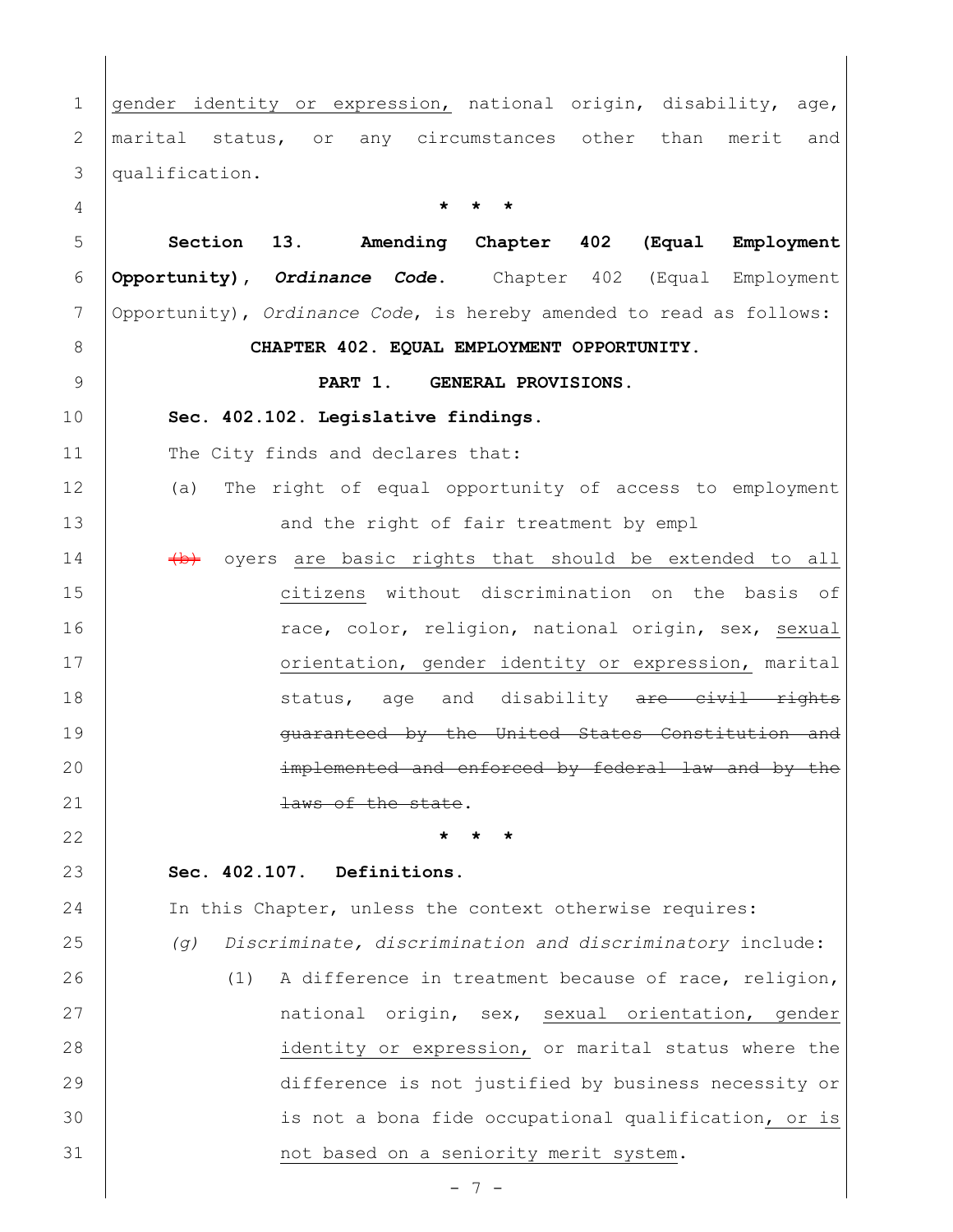gender identity or expression, national origin, disability, age, marital status, or any circumstances other than merit and qualification.

\* \* \*

**Section 13. Amending Chapter 402 (Equal Employment Opportunity), *Ordinance Code*.** Chapter 402 (Equal Employment Opportunity), *Ordinance Code*, is hereby amended to read as follows:

**CHAPTER 402. EQUAL EMPLOYMENT OPPORTUNITY.**

**PART 1. GENERAL PROVISIONS.**

**Sec. 402.102. Legislative findings.**

The City finds and declares that:

(a) The right of equal opportunity of access to employment and the right of fair treatment by empl

~~(b)~~ oyers are basic rights that should be extended to all citizens without discrimination on the basis of race, color, religion, national origin, sex, sexual orientation, gender identity or expression, marital status, age and disability ~~are civil rights guaranteed by the United States Constitution and implemented and enforced by federal law and by the laws of the state~~.

\* \* \*

**Sec. 402.107. Definitions.**

In this Chapter, unless the context otherwise requires:

*(g) Discriminate, discrimination and discriminatory* include:

(1) A difference in treatment because of race, religion, national origin, sex, sexual orientation, gender identity or expression, or marital status where the difference is not justified by business necessity or is not a bona fide occupational qualification, or is not based on a seniority merit system.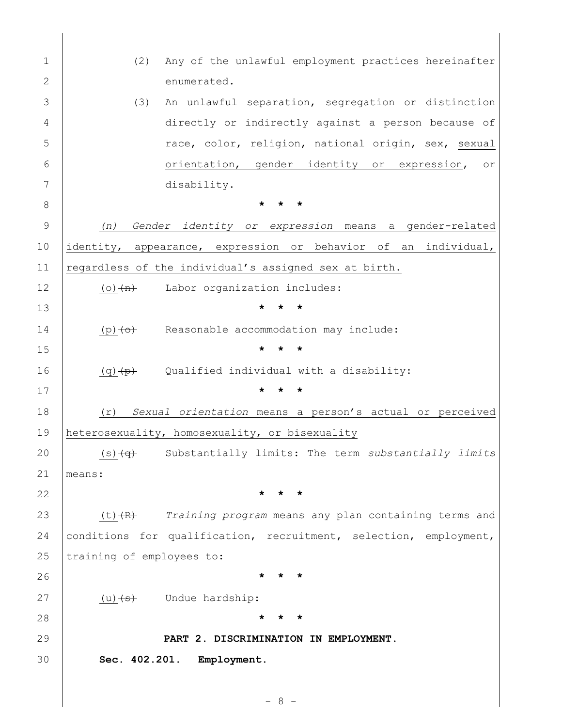(2) Any of the unlawful employment practices hereinafter enumerated.

(3) An unlawful separation, segregation or distinction directly or indirectly against a person because of race, color, religion, national origin, sex, sexual orientation, gender identity or expression, or disability.

\* \* \*

*(n) Gender identity or expression* means a gender-related identity, appearance, expression or behavior of an individual, regardless of the individual's assigned sex at birth.

(o) ~~(n)~~ Labor organization includes:

\* \* \*

(p) ~~(o)~~ Reasonable accommodation may include:

\* \* \*

(q) ~~(p)~~ Qualified individual with a disability:

\* \* \*

(r) *Sexual orientation* means a person's actual or perceived heterosexuality, homosexuality, or bisexuality

(s) ~~(q)~~ Substantially limits: The term *substantially limits* means:

\* \* \*

(t) ~~(R)~~ *Training program* means any plan containing terms and conditions for qualification, recruitment, selection, employment, training of employees to:

\* \* \*

(u) ~~(s)~~ Undue hardship:

\* \* \*

**PART 2. DISCRIMINATION IN EMPLOYMENT.**

**Sec. 402.201. Employment.**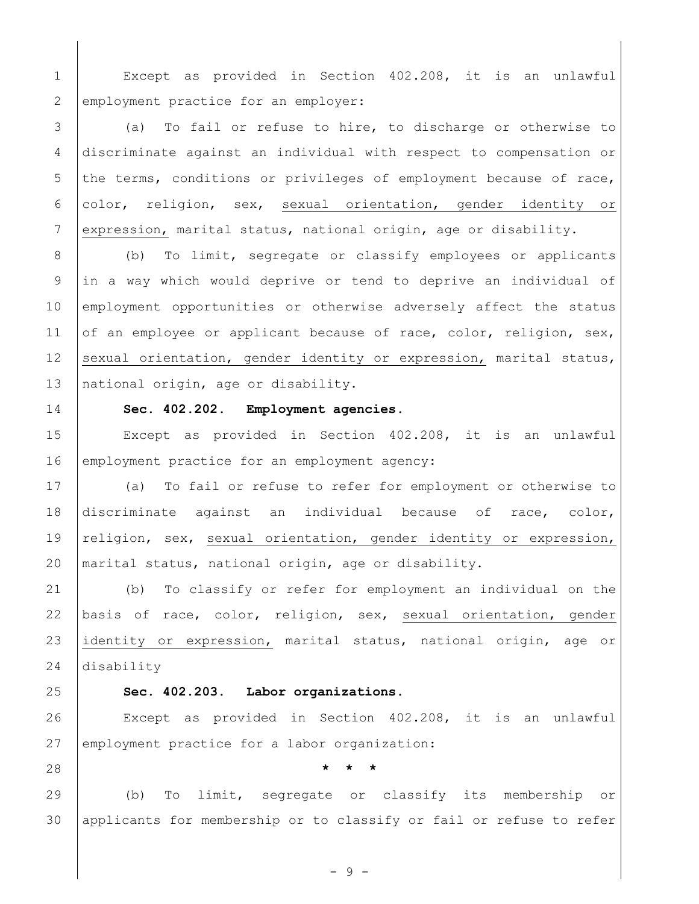Except as provided in Section 402.208, it is an unlawful employment practice for an employer:

(a) To fail or refuse to hire, to discharge or otherwise to discriminate against an individual with respect to compensation or the terms, conditions or privileges of employment because of race, color, religion, sex, <u>sexual orientation, gender identity or expression,</u> marital status, national origin, age or disability.

(b) To limit, segregate or classify employees or applicants in a way which would deprive or tend to deprive an individual of employment opportunities or otherwise adversely affect the status of an employee or applicant because of race, color, religion, sex, <u>sexual orientation, gender identity or expression,</u> marital status, national origin, age or disability.

**Sec. 402.202. Employment agencies.**

Except as provided in Section 402.208, it is an unlawful employment practice for an employment agency:

(a) To fail or refuse to refer for employment or otherwise to discriminate against an individual because of race, color, religion, sex, <u>sexual orientation, gender identity or expression,</u> marital status, national origin, age or disability.

(b) To classify or refer for employment an individual on the basis of race, color, religion, sex, <u>sexual orientation, gender identity or expression,</u> marital status, national origin, age or disability

**Sec. 402.203. Labor organizations.**

Except as provided in Section 402.208, it is an unlawful employment practice for a labor organization:

\* \* \*

(b) To limit, segregate or classify its membership or applicants for membership or to classify or fail or refuse to refer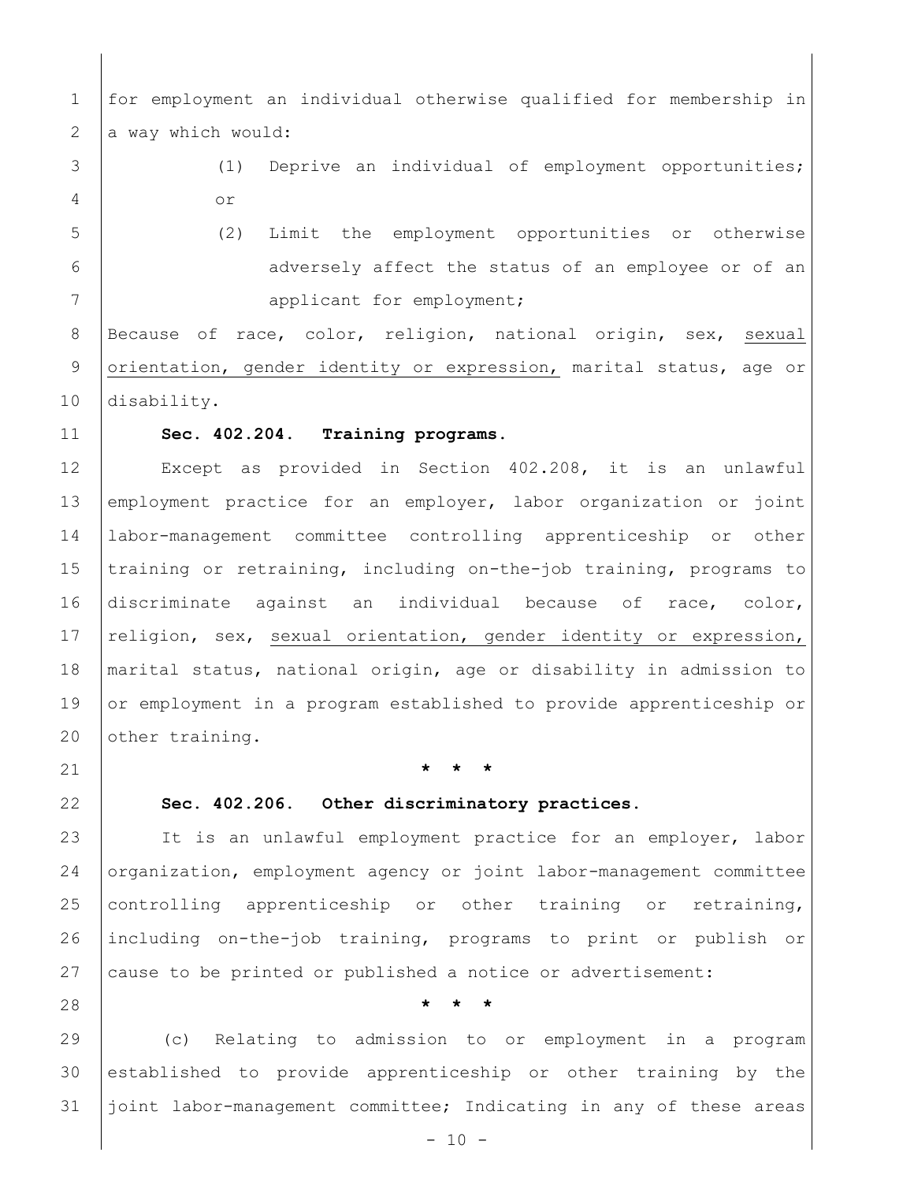for employment an individual otherwise qualified for membership in a way which would:

(1) Deprive an individual of employment opportunities; or

(2) Limit the employment opportunities or otherwise adversely affect the status of an employee or of an applicant for employment;

Because of race, color, religion, national origin, sex, <u>sexual orientation, gender identity or expression,</u> marital status, age or disability.

**Sec. 402.204. Training programs.**

Except as provided in Section 402.208, it is an unlawful employment practice for an employer, labor organization or joint labor-management committee controlling apprenticeship or other training or retraining, including on-the-job training, programs to discriminate against an individual because of race, color, religion, sex, <u>sexual orientation, gender identity or expression,</u> marital status, national origin, age or disability in admission to or employment in a program established to provide apprenticeship or other training.

**\* \* \***

**Sec. 402.206. Other discriminatory practices.**

It is an unlawful employment practice for an employer, labor organization, employment agency or joint labor-management committee controlling apprenticeship or other training or retraining, including on-the-job training, programs to print or publish or cause to be printed or published a notice or advertisement:

**\* \* \***

(c) Relating to admission to or employment in a program established to provide apprenticeship or other training by the joint labor-management committee; Indicating in any of these areas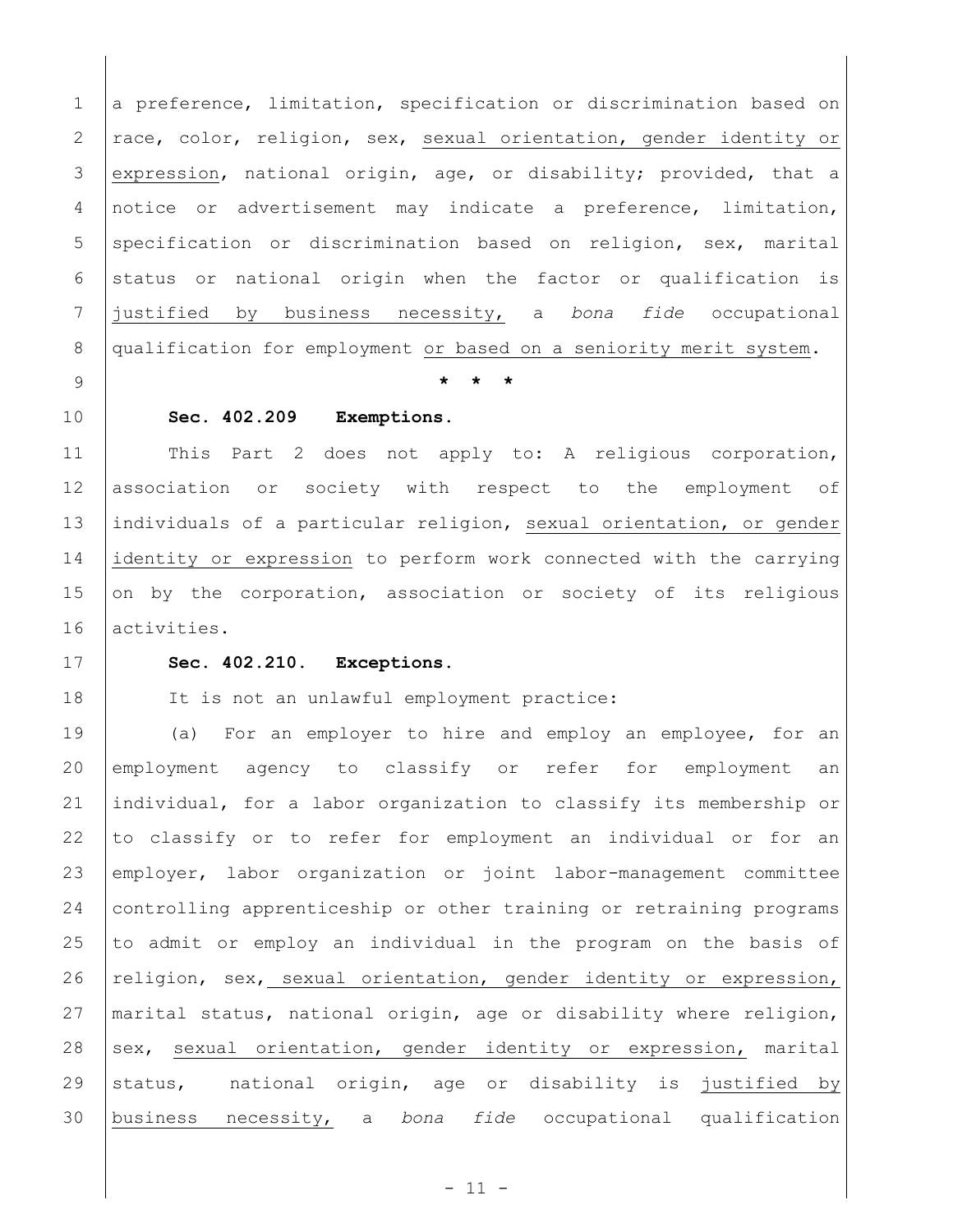a preference, limitation, specification or discrimination based on race, color, religion, sex, <u>sexual orientation, gender identity or expression</u>, national origin, age, or disability; provided, that a notice or advertisement may indicate a preference, limitation, specification or discrimination based on religion, sex, marital status or national origin when the factor or qualification is <u>justified by business necessity,</u> a *bona fide* occupational qualification for employment <u>or based on a seniority merit system</u>.

\* \* \*

**Sec. 402.209 Exemptions.**

This Part 2 does not apply to: A religious corporation, association or society with respect to the employment of individuals of a particular religion, <u>sexual orientation, or gender identity or expression</u> to perform work connected with the carrying on by the corporation, association or society of its religious activities.

**Sec. 402.210. Exceptions.**

It is not an unlawful employment practice:

(a) For an employer to hire and employ an employee, for an employment agency to classify or refer for employment an individual, for a labor organization to classify its membership or to classify or to refer for employment an individual or for an employer, labor organization or joint labor-management committee controlling apprenticeship or other training or retraining programs to admit or employ an individual in the program on the basis of religion, sex, <u>sexual orientation, gender identity or expression,</u> marital status, national origin, age or disability where religion, sex, <u>sexual orientation, gender identity or expression,</u> marital status, national origin, age or disability is <u>justified by business necessity,</u> a *bona fide* occupational qualification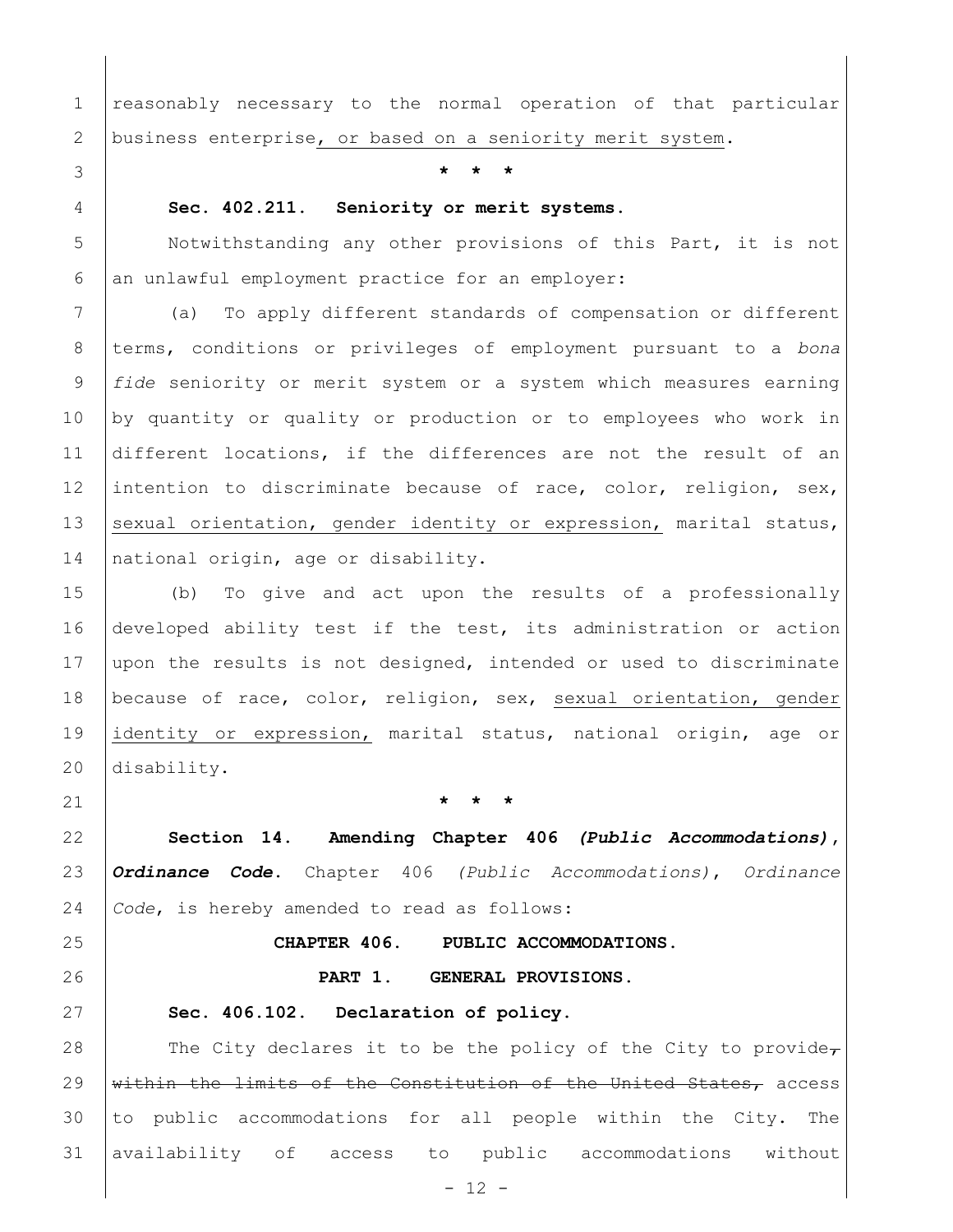reasonably necessary to the normal operation of that particular business enterprise<u>, or based on a seniority merit system</u>.

\* \* \*

**Sec. 402.211. Seniority or merit systems.**

Notwithstanding any other provisions of this Part, it is not an unlawful employment practice for an employer:

(a) To apply different standards of compensation or different terms, conditions or privileges of employment pursuant to a *bona fide* seniority or merit system or a system which measures earning by quantity or quality or production or to employees who work in different locations, if the differences are not the result of an intention to discriminate because of race, color, religion, sex, <u>sexual orientation, gender identity or expression,</u> marital status, national origin, age or disability.

(b) To give and act upon the results of a professionally developed ability test if the test, its administration or action upon the results is not designed, intended or used to discriminate because of race, color, religion, sex, <u>sexual orientation, gender identity or expression,</u> marital status, national origin, age or disability.

\* \* \*

**Section 14. Amending Chapter 406 *(Public Accommodations)*, *Ordinance Code*.** Chapter 406 *(Public Accommodations)*, *Ordinance Code*, is hereby amended to read as follows:

**CHAPTER 406. PUBLIC ACCOMMODATIONS.**

**PART 1. GENERAL PROVISIONS.**

**Sec. 406.102. Declaration of policy.**

The City declares it to be the policy of the City to provide~~, within the limits of the Constitution of the United States,~~ access to public accommodations for all people within the City. The availability of access to public accommodations without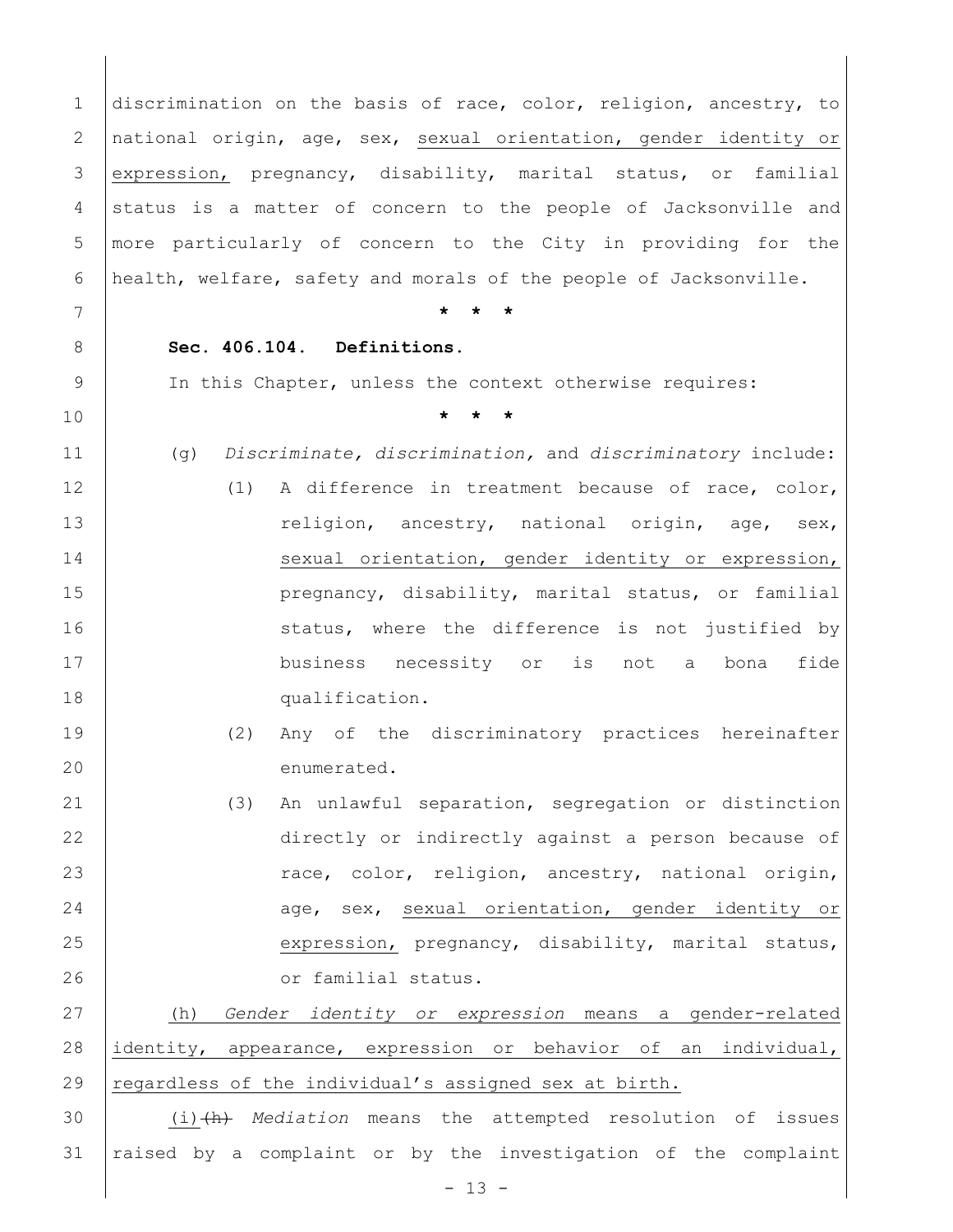discrimination on the basis of race, color, religion, ancestry, to national origin, age, sex, <u>sexual orientation, gender identity or expression,</u> pregnancy, disability, marital status, or familial status is a matter of concern to the people of Jacksonville and more particularly of concern to the City in providing for the health, welfare, safety and morals of the people of Jacksonville.

\* \* \*

**Sec. 406.104. Definitions.**

In this Chapter, unless the context otherwise requires:

\* \* \*

(g) *Discriminate, discrimination,* and *discriminatory* include:

(1) A difference in treatment because of race, color, religion, ancestry, national origin, age, sex, <u>sexual orientation, gender identity or expression,</u> pregnancy, disability, marital status, or familial status, where the difference is not justified by business necessity or is not a bona fide qualification.

(2) Any of the discriminatory practices hereinafter enumerated.

(3) An unlawful separation, segregation or distinction directly or indirectly against a person because of race, color, religion, ancestry, national origin, age, sex, <u>sexual orientation, gender identity or expression,</u> pregnancy, disability, marital status, or familial status.

<u>(h) *Gender identity or expression* means a gender-related identity, appearance, expression or behavior of an individual, regardless of the individual's assigned sex at birth.</u>

<u>(i)</u> ~~(h)~~ *Mediation* means the attempted resolution of issues raised by a complaint or by the investigation of the complaint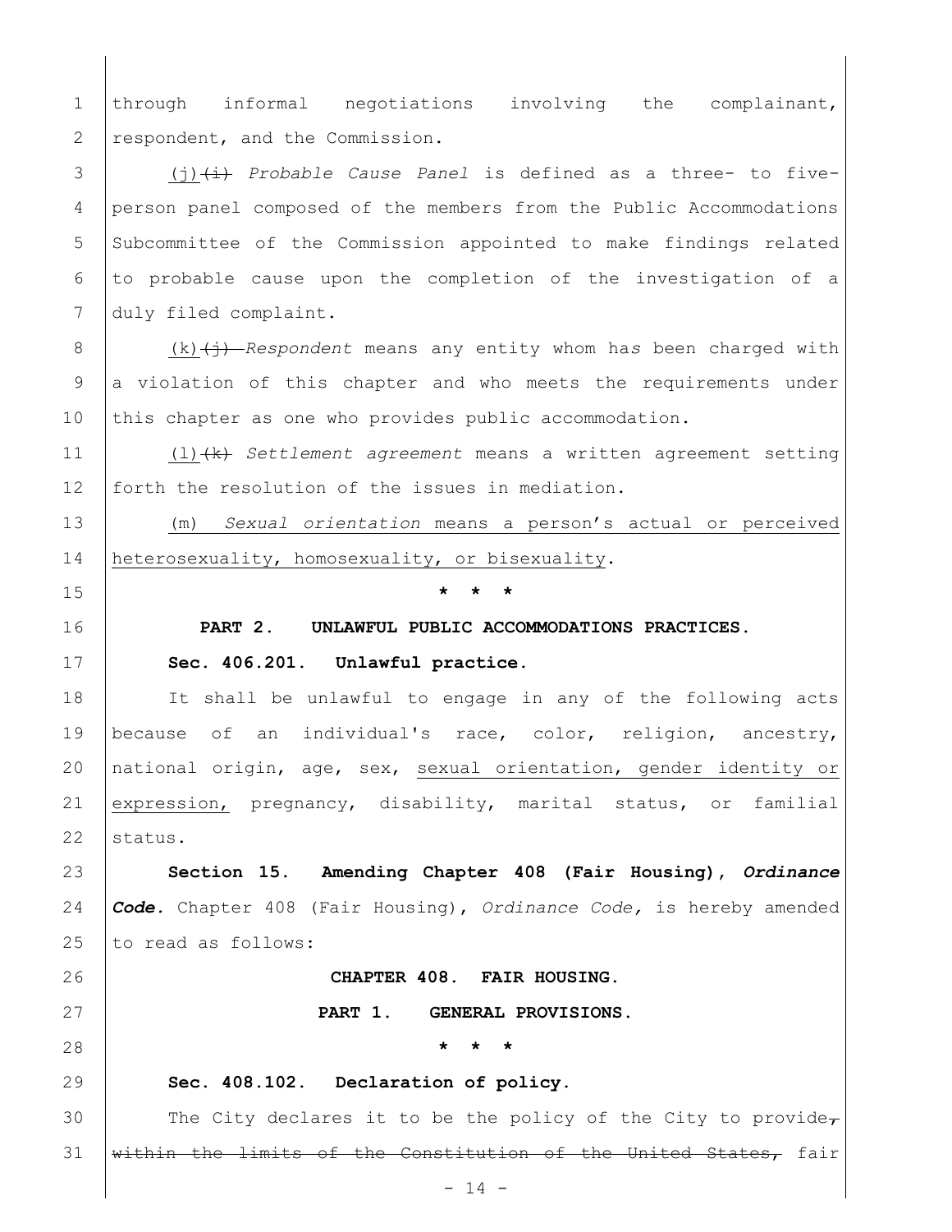through informal negotiations involving the complainant, respondent, and the Commission.

(j) ~~(i)~~ *Probable Cause Panel* is defined as a three- to five-person panel composed of the members from the Public Accommodations Subcommittee of the Commission appointed to make findings related to probable cause upon the completion of the investigation of a duly filed complaint.

(k) ~~(j)~~ *Respondent* means any entity whom has been charged with a violation of this chapter and who meets the requirements under this chapter as one who provides public accommodation.

(l) ~~(k)~~ *Settlement agreement* means a written agreement setting forth the resolution of the issues in mediation.

(m) *Sexual orientation* means a person's actual or perceived heterosexuality, homosexuality, or bisexuality.

\* \* \*

**PART 2. UNLAWFUL PUBLIC ACCOMMODATIONS PRACTICES.**

**Sec. 406.201. Unlawful practice.**

It shall be unlawful to engage in any of the following acts because of an individual's race, color, religion, ancestry, national origin, age, sex, sexual orientation, gender identity or expression, pregnancy, disability, marital status, or familial status.

**Section 15. Amending Chapter 408 (Fair Housing), *Ordinance Code*.** Chapter 408 (Fair Housing), *Ordinance Code,* is hereby amended to read as follows:

**CHAPTER 408. FAIR HOUSING.**

**PART 1. GENERAL PROVISIONS.**

\* \* \*

**Sec. 408.102. Declaration of policy.**

The City declares it to be the policy of the City to provide~~, within the limits of the Constitution of the United States,~~ fair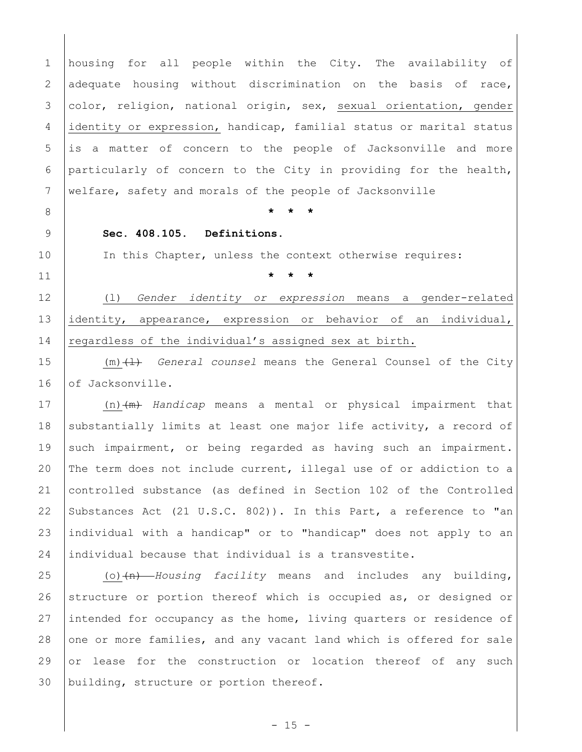housing for all people within the City. The availability of adequate housing without discrimination on the basis of race, color, religion, national origin, sex, <u>sexual orientation, gender identity or expression,</u> handicap, familial status or marital status is a matter of concern to the people of Jacksonville and more particularly of concern to the City in providing for the health, welfare, safety and morals of the people of Jacksonville

\* \* \*

**Sec. 408.105. Definitions.**

In this Chapter, unless the context otherwise requires:

\* \* \*

<u>(l) *Gender identity or expression* means a gender-related identity, appearance, expression or behavior of an individual, regardless of the individual's assigned sex at birth.</u>

<u>(m)</u>~~(l)~~ *General counsel* means the General Counsel of the City of Jacksonville.

<u>(n)</u>~~(m)~~ *Handicap* means a mental or physical impairment that substantially limits at least one major life activity, a record of such impairment, or being regarded as having such an impairment. The term does not include current, illegal use of or addiction to a controlled substance (as defined in Section 102 of the Controlled Substances Act (21 U.S.C. 802)). In this Part, a reference to "an individual with a handicap" or to "handicap" does not apply to an individual because that individual is a transvestite.

<u>(o)</u>~~(n)~~ *Housing facility* means and includes any building, structure or portion thereof which is occupied as, or designed or intended for occupancy as the home, living quarters or residence of one or more families, and any vacant land which is offered for sale or lease for the construction or location thereof of any such building, structure or portion thereof.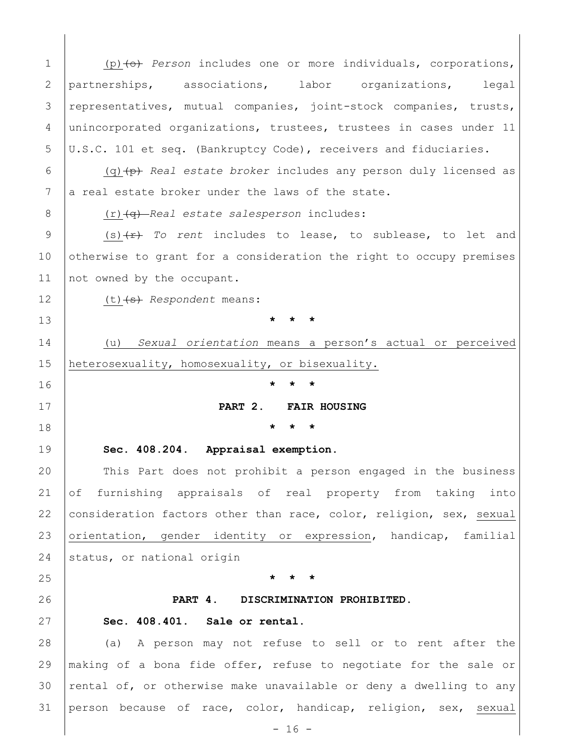(p) ~~(o)~~ *Person* includes one or more individuals, corporations, partnerships, associations, labor organizations, legal representatives, mutual companies, joint-stock companies, trusts, unincorporated organizations, trustees, trustees in cases under 11 U.S.C. 101 et seq. (Bankruptcy Code), receivers and fiduciaries.

(q) ~~(p)~~ *Real estate broker* includes any person duly licensed as a real estate broker under the laws of the state.

(r) ~~(q)~~ *Real estate salesperson* includes:

(s) ~~(r)~~ *To rent* includes to lease, to sublease, to let and otherwise to grant for a consideration the right to occupy premises not owned by the occupant.

(t) ~~(s)~~ *Respondent* means:

**\* \* \***

(u) *Sexual orientation* means a person's actual or perceived heterosexuality, homosexuality, or bisexuality.

**\* \* \***

**PART 2. FAIR HOUSING**

**\* \* \***

**Sec. 408.204. Appraisal exemption.**

This Part does not prohibit a person engaged in the business of furnishing appraisals of real property from taking into consideration factors other than race, color, religion, sex, sexual orientation, gender identity or expression, handicap, familial status, or national origin

**\* \* \***

**PART 4. DISCRIMINATION PROHIBITED.**

**Sec. 408.401. Sale or rental.**

(a) A person may not refuse to sell or to rent after the making of a bona fide offer, refuse to negotiate for the sale or rental of, or otherwise make unavailable or deny a dwelling to any person because of race, color, handicap, religion, sex, sexual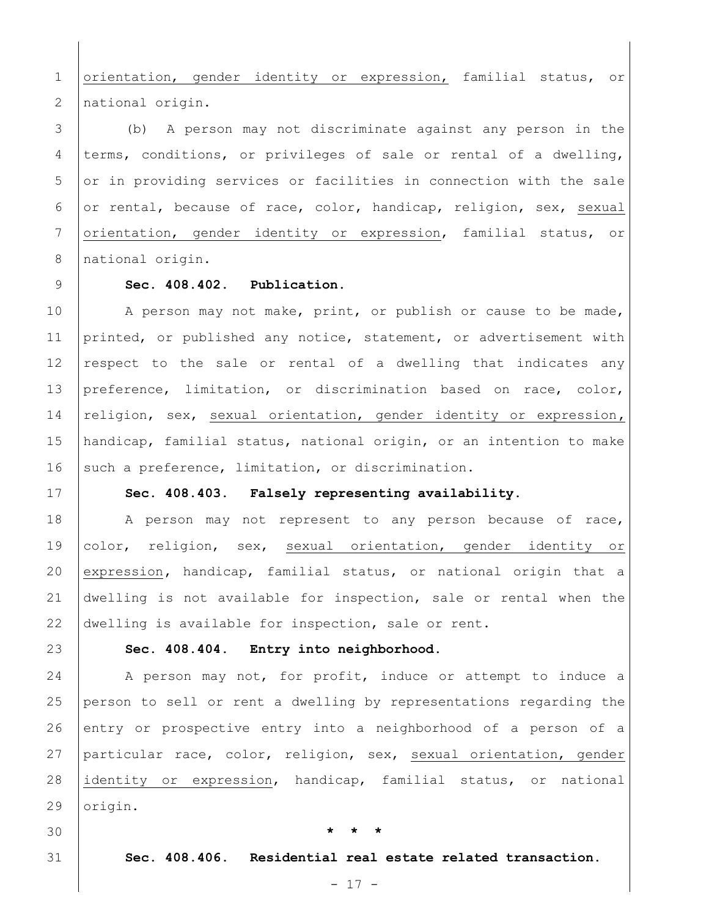orientation, gender identity or expression, familial status, or national origin.

(b) A person may not discriminate against any person in the terms, conditions, or privileges of sale or rental of a dwelling, or in providing services or facilities in connection with the sale or rental, because of race, color, handicap, religion, sex, sexual orientation, gender identity or expression, familial status, or national origin.

**Sec. 408.402. Publication.**

A person may not make, print, or publish or cause to be made, printed, or published any notice, statement, or advertisement with respect to the sale or rental of a dwelling that indicates any preference, limitation, or discrimination based on race, color, religion, sex, sexual orientation, gender identity or expression, handicap, familial status, national origin, or an intention to make such a preference, limitation, or discrimination.

**Sec. 408.403. Falsely representing availability.**

A person may not represent to any person because of race, color, religion, sex, sexual orientation, gender identity or expression, handicap, familial status, or national origin that a dwelling is not available for inspection, sale or rental when the dwelling is available for inspection, sale or rent.

**Sec. 408.404. Entry into neighborhood.**

A person may not, for profit, induce or attempt to induce a person to sell or rent a dwelling by representations regarding the entry or prospective entry into a neighborhood of a person of a particular race, color, religion, sex, sexual orientation, gender identity or expression, handicap, familial status, or national origin.

**\* \* \***

**Sec. 408.406. Residential real estate related transaction.**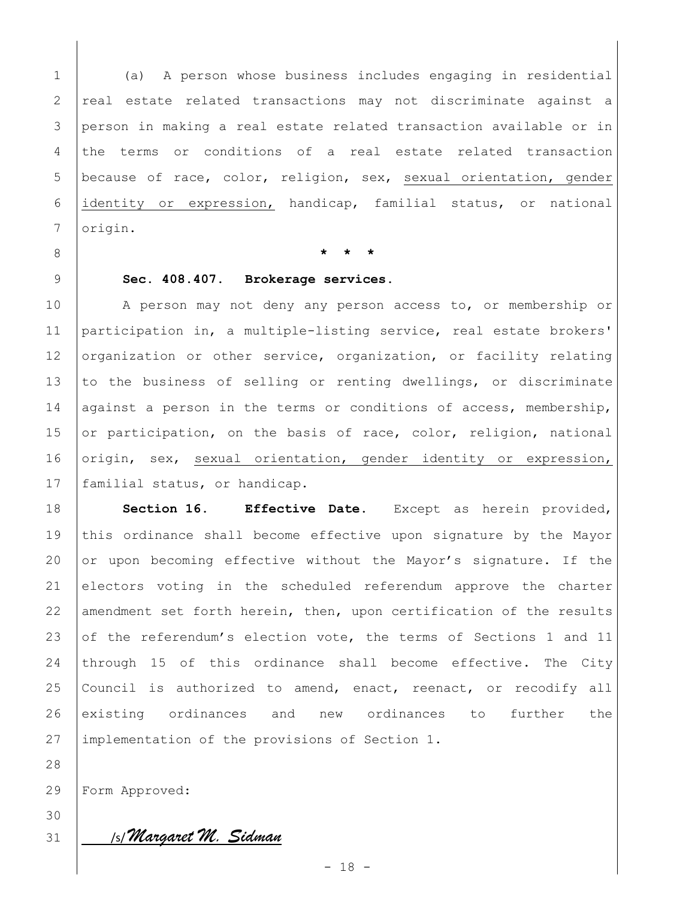(a) A person whose business includes engaging in residential real estate related transactions may not discriminate against a person in making a real estate related transaction available or in the terms or conditions of a real estate related transaction because of race, color, religion, sex, <u>sexual orientation, gender identity or expression,</u> handicap, familial status, or national origin.

\* \* \*

**Sec. 408.407. Brokerage services.**

A person may not deny any person access to, or membership or participation in, a multiple-listing service, real estate brokers' organization or other service, organization, or facility relating to the business of selling or renting dwellings, or discriminate against a person in the terms or conditions of access, membership, or participation, on the basis of race, color, religion, national origin, sex, <u>sexual orientation, gender identity or expression,</u> familial status, or handicap.

**Section 16. Effective Date.** Except as herein provided, this ordinance shall become effective upon signature by the Mayor or upon becoming effective without the Mayor's signature. If the electors voting in the scheduled referendum approve the charter amendment set forth herein, then, upon certification of the results of the referendum's election vote, the terms of Sections 1 and 11 through 15 of this ordinance shall become effective. The City Council is authorized to amend, enact, reenact, or recodify all existing ordinances and new ordinances to further the implementation of the provisions of Section 1.

Form Approved:

/s/*Margaret M. Sidman*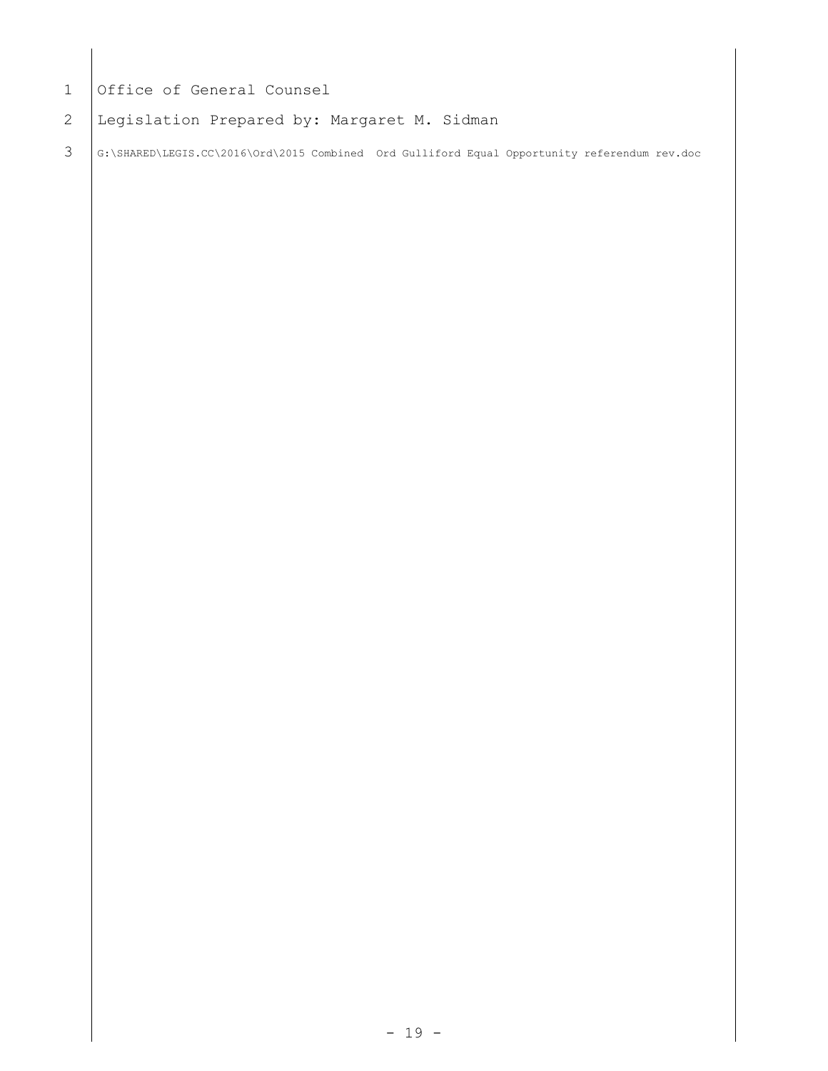Office of General Counsel

Legislation Prepared by: Margaret M. Sidman

G:\SHARED\LEGIS.CC\2016\Ord\2015 Combined  Ord Gulliford Equal Opportunity referendum rev.doc